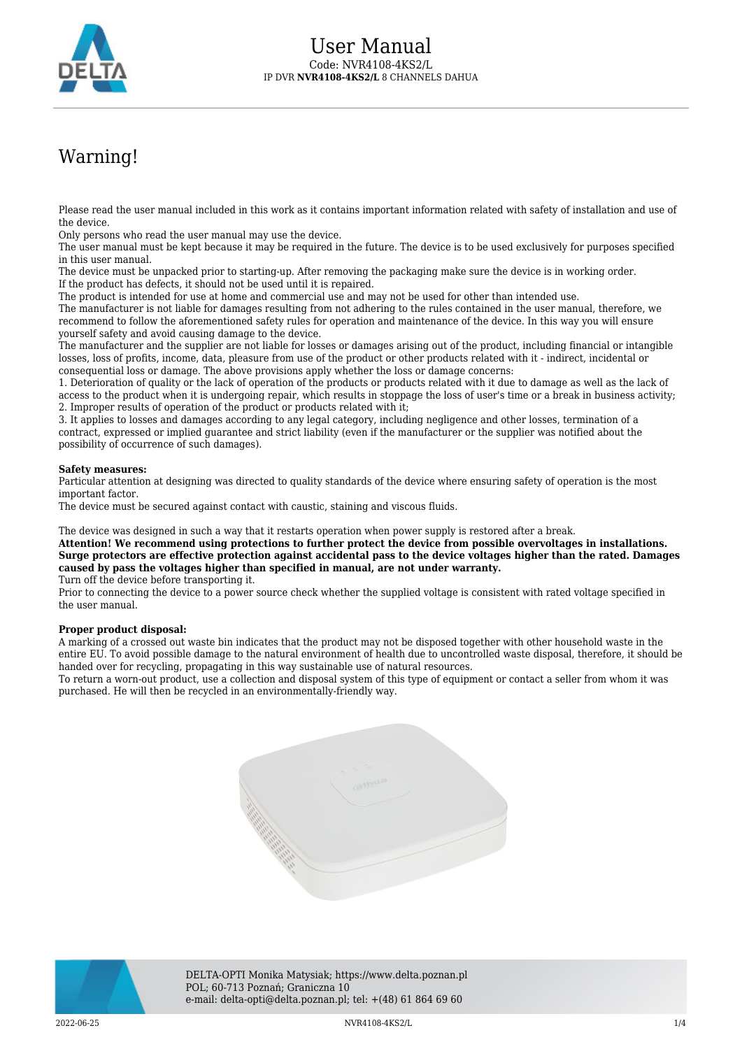# User Manual

Code: NVR4108-4KS2/L

IP DVR **NVR4108-4KS2/L** 8 CHANNELS DAHUA

## Warning!

Please read the user manual included in this work as it contains important information related with safety of installation and use of the device.
Only persons who read the user manual may use the device.
The user manual must be kept because it may be required in the future. The device is to be used exclusively for purposes specified in this user manual.
The device must be unpacked prior to starting-up. After removing the packaging make sure the device is in working order.
If the product has defects, it should not be used until it is repaired.
The product is intended for use at home and commercial use and may not be used for other than intended use.
The manufacturer is not liable for damages resulting from not adhering to the rules contained in the user manual, therefore, we recommend to follow the aforementioned safety rules for operation and maintenance of the device. In this way you will ensure yourself safety and avoid causing damage to the device.
The manufacturer and the supplier are not liable for losses or damages arising out of the product, including financial or intangible losses, loss of profits, income, data, pleasure from use of the product or other products related with it - indirect, incidental or consequential loss or damage. The above provisions apply whether the loss or damage concerns:
1. Deterioration of quality or the lack of operation of the products or products related with it due to damage as well as the lack of access to the product when it is undergoing repair, which results in stoppage the loss of user's time or a break in business activity;
2. Improper results of operation of the product or products related with it;
3. It applies to losses and damages according to any legal category, including negligence and other losses, termination of a contract, expressed or implied guarantee and strict liability (even if the manufacturer or the supplier was notified about the possibility of occurrence of such damages).

**Safety measures:**
Particular attention at designing was directed to quality standards of the device where ensuring safety of operation is the most important factor.
The device must be secured against contact with caustic, staining and viscous fluids.

The device was designed in such a way that it restarts operation when power supply is restored after a break.
**Attention! We recommend using protections to further protect the device from possible overvoltages in installations. Surge protectors are effective protection against accidental pass to the device voltages higher than the rated. Damages caused by pass the voltages higher than specified in manual, are not under warranty.**
Turn off the device before transporting it.
Prior to connecting the device to a power source check whether the supplied voltage is consistent with rated voltage specified in the user manual.

**Proper product disposal:**
A marking of a crossed out waste bin indicates that the product may not be disposed together with other household waste in the entire EU. To avoid possible damage to the natural environment of health due to uncontrolled waste disposal, therefore, it should be handed over for recycling, propagating in this way sustainable use of natural resources.
To return a worn-out product, use a collection and disposal system of this type of equipment or contact a seller from whom it was purchased. He will then be recycled in an environmentally-friendly way.

DELTA-OPTI Monika Matysiak; https://www.delta.poznan.pl
POL; 60-713 Poznań; Graniczna 10
e-mail: delta-opti@delta.poznan.pl; tel: +(48) 61 864 69 60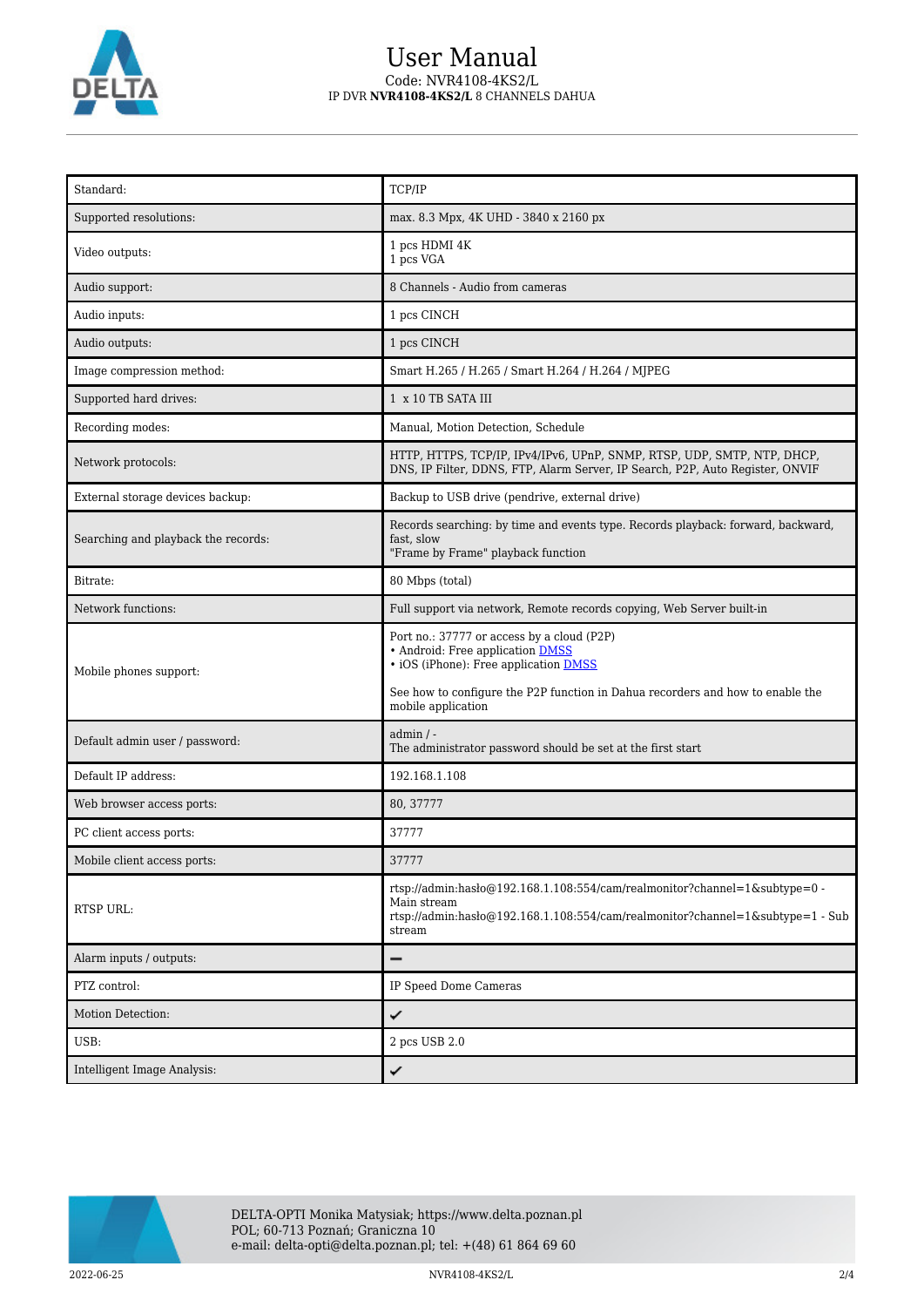| Standard: | TCP/IP |
|---|---|
| Supported resolutions: | max. 8.3 Mpx, 4K UHD - 3840 x 2160 px |
| Video outputs: | 1 pcs HDMI 4K<br>1 pcs VGA |
| Audio support: | 8 Channels - Audio from cameras |
| Audio inputs: | 1 pcs CINCH |
| Audio outputs: | 1 pcs CINCH |
| Image compression method: | Smart H.265 / H.265 / Smart H.264 / H.264 / MJPEG |
| Supported hard drives: | 1 x 10 TB SATA III |
| Recording modes: | Manual, Motion Detection, Schedule |
| Network protocols: | HTTP, HTTPS, TCP/IP, IPv4/IPv6, UPnP, SNMP, RTSP, UDP, SMTP, NTP, DHCP, DNS, IP Filter, DDNS, FTP, Alarm Server, IP Search, P2P, Auto Register, ONVIF |
| External storage devices backup: | Backup to USB drive (pendrive, external drive) |
| Searching and playback the records: | Records searching: by time and events type. Records playback: forward, backward, fast, slow<br>"Frame by Frame" playback function |
| Bitrate: | 80 Mbps (total) |
| Network functions: | Full support via network, Remote records copying, Web Server built-in |
| Mobile phones support: | Port no.: 37777 or access by a cloud (P2P)<br>• Android: Free application DMSS<br>• iOS (iPhone): Free application DMSS<br><br>See how to configure the P2P function in Dahua recorders and how to enable the mobile application |
| Default admin user / password: | admin / -<br>The administrator password should be set at the first start |
| Default IP address: | 192.168.1.108 |
| Web browser access ports: | 80, 37777 |
| PC client access ports: | 37777 |
| Mobile client access ports: | 37777 |
| RTSP URL: | rtsp://admin:hasło@192.168.1.108:554/cam/realmonitor?channel=1&subtype=0 - Main stream<br>rtsp://admin:hasło@192.168.1.108:554/cam/realmonitor?channel=1&subtype=1 - Sub stream |
| Alarm inputs / outputs: | – |
| PTZ control: | IP Speed Dome Cameras |
| Motion Detection: | ✔ |
| USB: | 2 pcs USB 2.0 |
| Intelligent Image Analysis: | ✔ |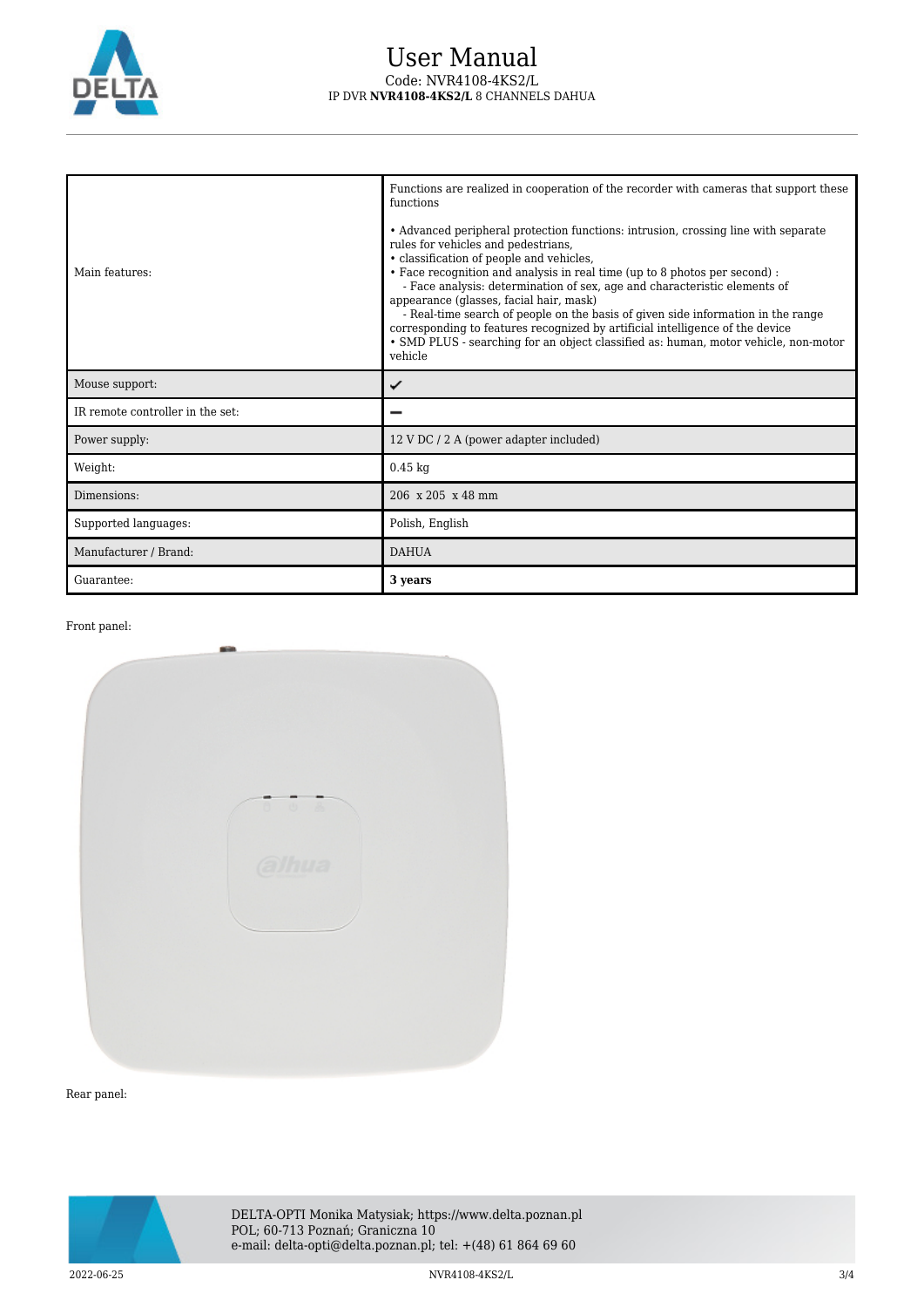| | |
|---|---|
| Main features: | Functions are realized in cooperation of the recorder with cameras that support these functions<br><br>• Advanced peripheral protection functions: intrusion, crossing line with separate rules for vehicles and pedestrians,<br>• classification of people and vehicles,<br>• Face recognition and analysis in real time (up to 8 photos per second) :<br>  - Face analysis: determination of sex, age and characteristic elements of appearance (glasses, facial hair, mask)<br>  - Real-time search of people on the basis of given side information in the range corresponding to features recognized by artificial intelligence of the device<br>• SMD PLUS - searching for an object classified as: human, motor vehicle, non-motor vehicle |
| Mouse support: | ✔ |
| IR remote controller in the set: | – |
| Power supply: | 12 V DC / 2 A (power adapter included) |
| Weight: | 0.45 kg |
| Dimensions: | 206 x 205 x 48 mm |
| Supported languages: | Polish, English |
| Manufacturer / Brand: | DAHUA |
| Guarantee: | **3 years** |

Front panel:

Rear panel:

DELTA-OPTI Monika Matysiak; https://www.delta.poznan.pl
POL; 60-713 Poznań; Graniczna 10
e-mail: delta-opti@delta.poznan.pl; tel: +(48) 61 864 69 60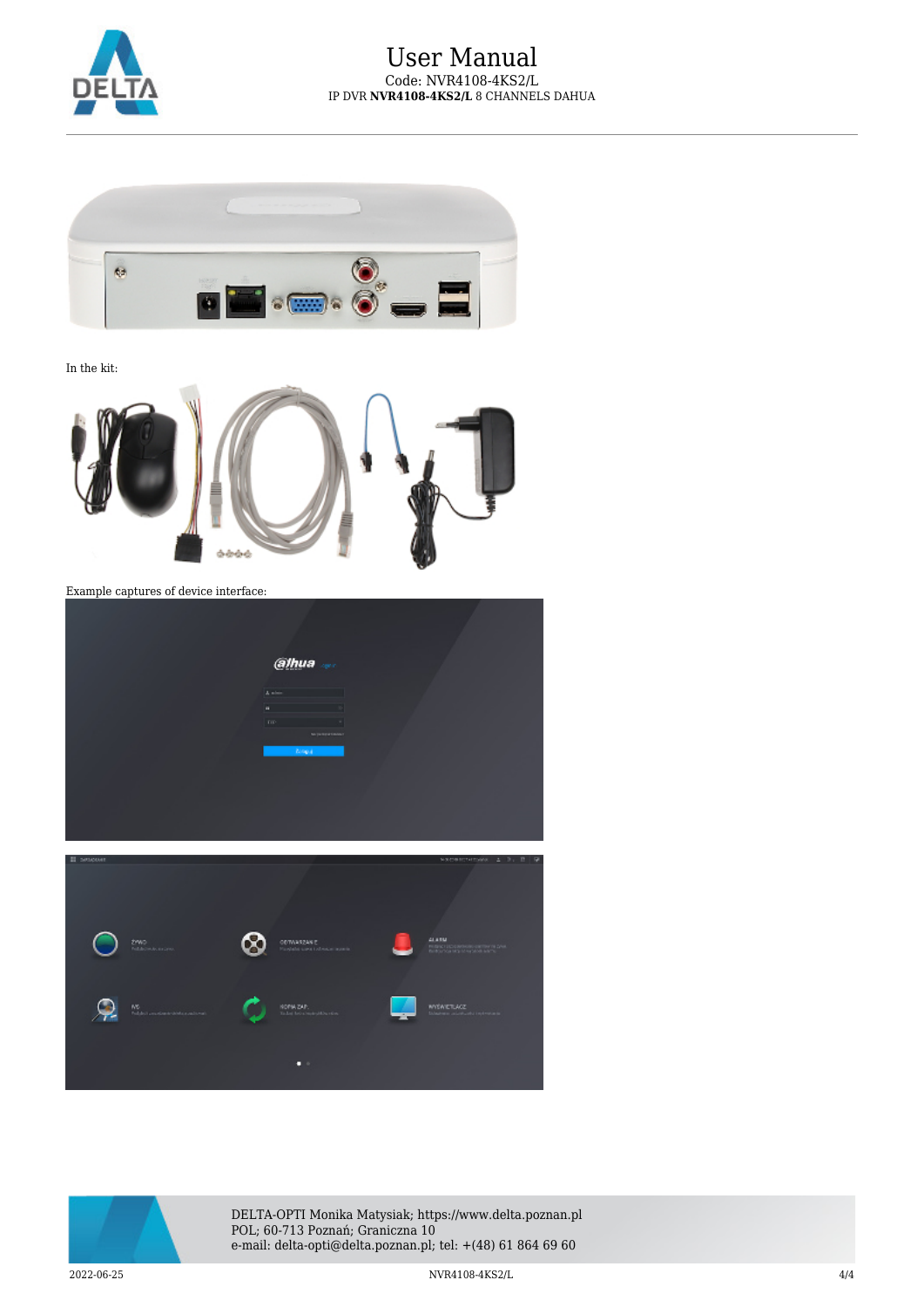In the kit:

Example captures of device interface:

DELTA-OPTI Monika Matysiak; https://www.delta.poznan.pl
POL; 60-713 Poznań; Graniczna 10
e-mail: delta-opti@delta.poznan.pl; tel: +(48) 61 864 69 60